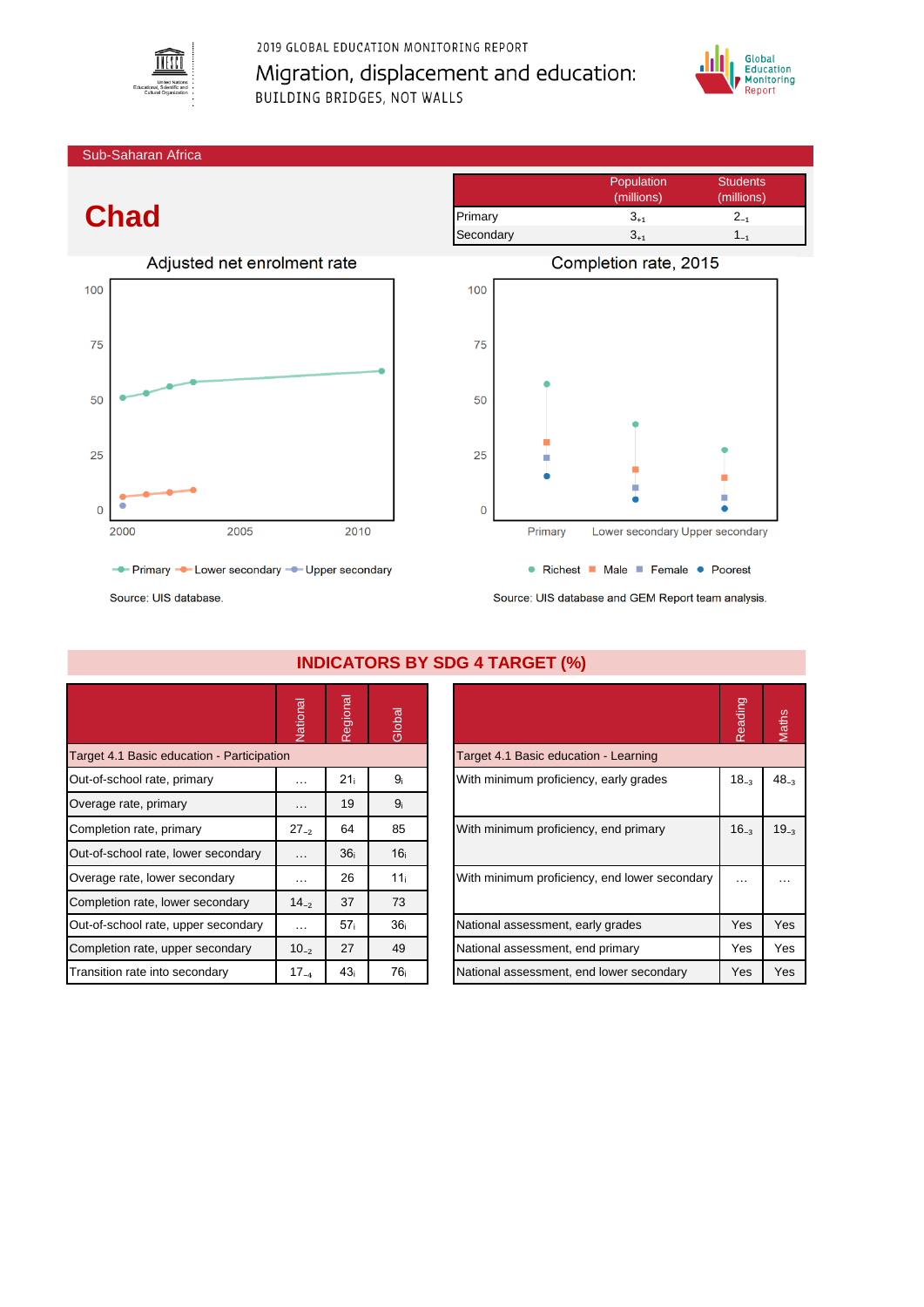2019 GLOBAL EDUCATION MONITORING REPORT

Migration, displacement and education: BUILDING BRIDGES, NOT WALLS

Sub-Saharan Africa

# Chad

| | Population (millions) | Students (millions) |
|---|---|---|
| Primary | $3_{+1}$ | $2_{-1}$ |
| Secondary | $3_{+1}$ | $1_{-1}$ |

## Adjusted net enrolment rate

Primary, Lower secondary, Upper secondary

Source: UIS database.

## Completion rate, 2015

Richest, Male, Female, Poorest

Source: UIS database and GEM Report team analysis.

## INDICATORS BY SDG 4 TARGET (%)

| | National | Regional | Global |
|---|---|---|---|
| Target 4.1 Basic education - Participation | | | |
| Out-of-school rate, primary | … | $21_i$ | $9_i$ |
| Overage rate, primary | … | 19 | $9_i$ |
| Completion rate, primary | $27_{-2}$ | 64 | 85 |
| Out-of-school rate, lower secondary | … | $36_i$ | $16_i$ |
| Overage rate, lower secondary | … | 26 | $11_i$ |
| Completion rate, lower secondary | $14_{-2}$ | 37 | 73 |
| Out-of-school rate, upper secondary | … | $57_i$ | $36_i$ |
| Completion rate, upper secondary | $10_{-2}$ | 27 | 49 |
| Transition rate into secondary | $17_{-4}$ | $43_i$ | $76_i$ |

| | Reading | Maths |
|---|---|---|
| Target 4.1 Basic education - Learning | | |
| With minimum proficiency, early grades | $18_{-3}$ | $48_{-3}$ |
| With minimum proficiency, end primary | $16_{-3}$ | $19_{-3}$ |
| With minimum proficiency, end lower secondary | … | … |
| National assessment, early grades | Yes | Yes |
| National assessment, end primary | Yes | Yes |
| National assessment, end lower secondary | Yes | Yes |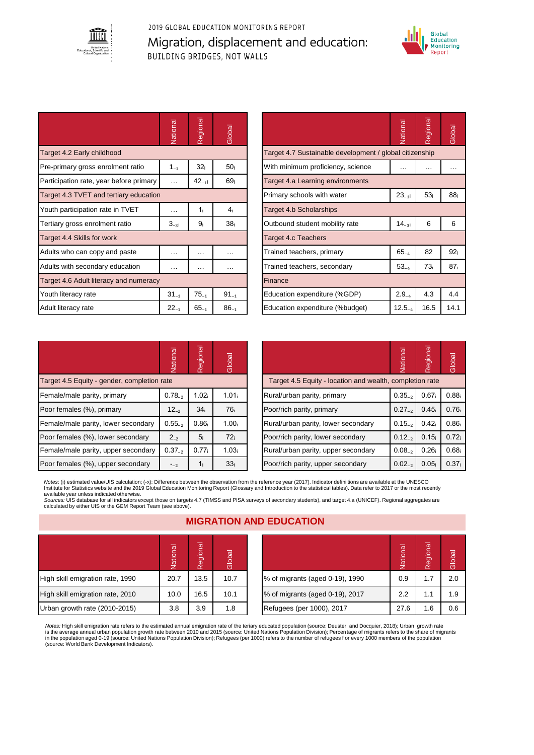2019 GLOBAL EDUCATION MONITORING REPORT

# Migration, displacement and education:

BUILDING BRIDGES, NOT WALLS

| | National | Regional | Global |
|---|---|---|---|
| Target 4.2 Early childhood | | | |
| Pre-primary gross enrolment ratio | $1_{-1}$ | $32_{i}$ | $50_{i}$ |
| Participation rate, year before primary | … | $42_{-1i}$ | $69_{i}$ |
| Target 4.3 TVET and tertiary education | | | |
| Youth participation rate in TVET | … | $1_{i}$ | $4_{i}$ |
| Tertiary gross enrolment ratio | $3_{-3i}$ | $9_{i}$ | $38_{i}$ |
| Target 4.4 Skills for work | | | |
| Adults who can copy and paste | … | … | … |
| Adults with secondary education | … | … | … |
| Target 4.6 Adult literacy and numeracy | | | |
| Youth literacy rate | $31_{-1}$ | $75_{-1}$ | $91_{-1}$ |
| Adult literacy rate | $22_{-1}$ | $65_{-1}$ | $86_{-1}$ |

| | National | Regional | Global |
|---|---|---|---|
| Target 4.7 Sustainable development / global citizenship | | | |
| With minimum proficiency, science | … | … | … |
| Target 4.a Learning environments | | | |
| Primary schools with water | $23_{-1i}$ | $53_{i}$ | $88_{i}$ |
| Target 4.b Scholarships | | | |
| Outbound student mobility rate | $14_{-3i}$ | 6 | 6 |
| Target 4.c Teachers | | | |
| Trained teachers, primary | $65_{-4}$ | 82 | $92_{i}$ |
| Trained teachers, secondary | $53_{-4}$ | $73_{i}$ | $87_{i}$ |
| Finance | | | |
| Education expenditure (%GDP) | $2.9_{-4}$ | 4.3 | 4.4 |
| Education expenditure (%budget) | $12.5_{-4}$ | 16.5 | 14.1 |

| | National | Regional | Global |
|---|---|---|---|
| Target 4.5 Equity - gender, completion rate | | | |
| Female/male parity, primary | $0.78_{-2}$ | $1.02_{i}$ | $1.01_{i}$ |
| Poor females (%), primary | $12_{-2}$ | $34_{i}$ | $76_{i}$ |
| Female/male parity, lower secondary | $0.55_{-2}$ | $0.86_{i}$ | $1.00_{i}$ |
| Poor females (%), lower secondary | $2_{-2}$ | $5_{i}$ | $72_{i}$ |
| Female/male parity, upper secondary | $0.37_{-2}$ | $0.77_{i}$ | $1.03_{i}$ |
| Poor females (%), upper secondary | $-_{-2}$ | $1_{i}$ | $33_{i}$ |

| | National | Regional | Global |
|---|---|---|---|
| Target 4.5 Equity - location and wealth, completion rate | | | |
| Rural/urban parity, primary | $0.35_{-2}$ | $0.67_{i}$ | $0.88_{i}$ |
| Poor/rich parity, primary | $0.27_{-2}$ | $0.45_{i}$ | $0.76_{i}$ |
| Rural/urban parity, lower secondary | $0.15_{-2}$ | $0.42_{i}$ | $0.86_{i}$ |
| Poor/rich parity, lower secondary | $0.12_{-2}$ | $0.15_{i}$ | $0.72_{i}$ |
| Rural/urban parity, upper secondary | $0.08_{-2}$ | $0.26_{i}$ | $0.68_{i}$ |
| Poor/rich parity, upper secondary | $0.02_{-2}$ | $0.05_{i}$ | $0.37_{i}$ |

*Notes*: (i) estimated value/UIS calculation; (-x): Difference between the observation from the reference year (2017). Indicator definitions are available at the UNESCO Institute for Statistics website and the 2019 Global Education Monitoring Report (Glossary and Introduction to the statistical tables). Data refer to 2017 or the most recently available year unless indicated otherwise.
*Sources*: UIS database for all indicators except those on targets 4.7 (TIMSS and PISA surveys of secondary students), and target 4.a (UNICEF). Regional aggregates are calculated by either UIS or the GEM Report Team (see above).

## MIGRATION AND EDUCATION

| | National | Regional | Global |
|---|---|---|---|
| High skill emigration rate, 1990 | 20.7 | 13.5 | 10.7 |
| High skill emigration rate, 2010 | 10.0 | 16.5 | 10.1 |
| Urban growth rate (2010-2015) | 3.8 | 3.9 | 1.8 |

| | National | Regional | Global |
|---|---|---|---|
| % of migrants (aged 0-19), 1990 | 0.9 | 1.7 | 2.0 |
| % of migrants (aged 0-19), 2017 | 2.2 | 1.1 | 1.9 |
| Refugees (per 1000), 2017 | 27.6 | 1.6 | 0.6 |

*Notes*: High skill emigration rate refers to the estimated annual emigration rate of the teriary educated population (source: Deuster and Docquier, 2018); Urban growth rate is the average annual urban population growth rate between 2010 and 2015 (source: United Nations Population Division); Percentage of migrants refers to the share of migrants in the population aged 0-19 (source: United Nations Population Division); Refugees (per 1000) refers to the number of refugees f or every 1000 members of the population (source: World Bank Development Indicators).